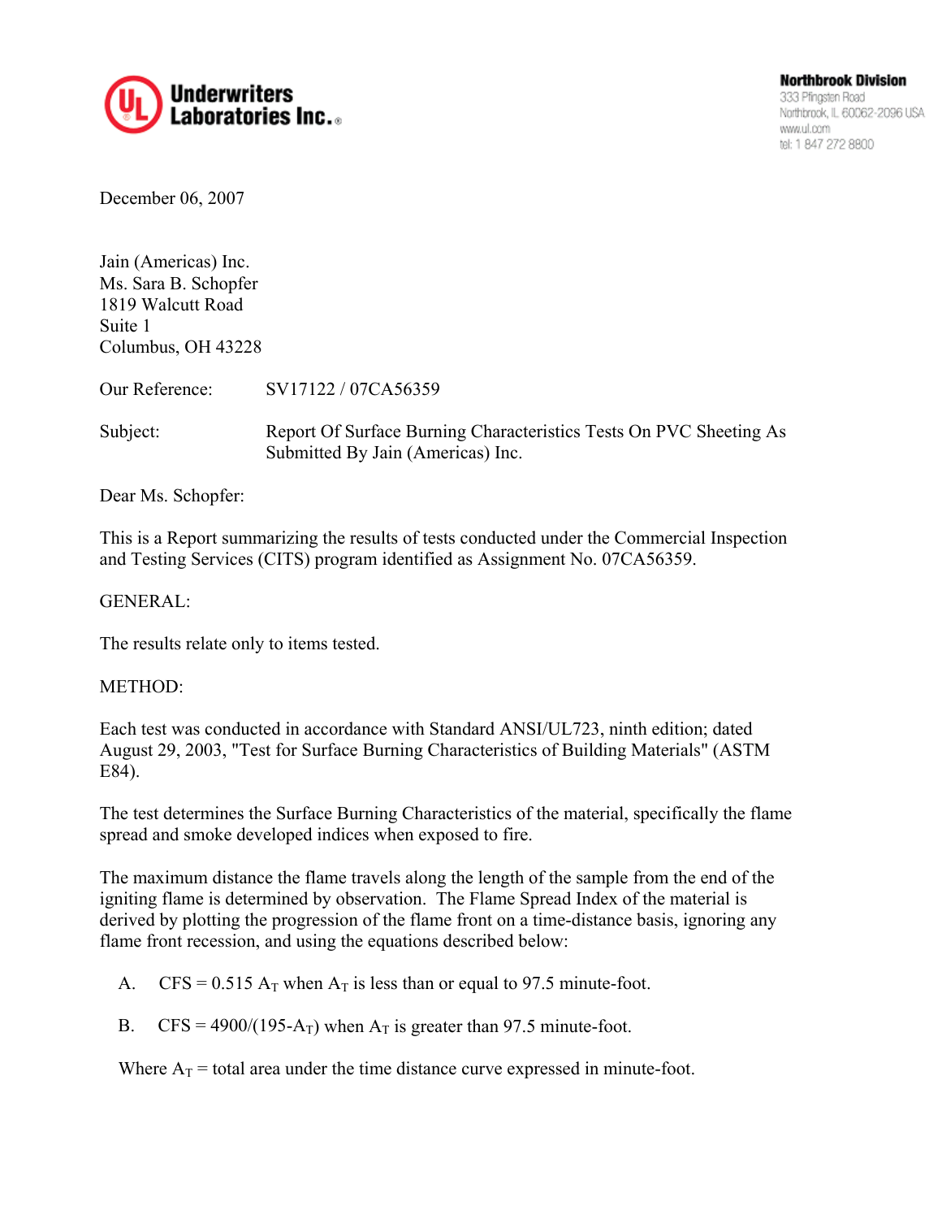**Underwriters Laboratories Inc.**

**Northbrook Division**
333 Pfingsten Road
Northbrook, IL 60062-2096 USA
www.ul.com
tel: 1 847 272 8800

December 06, 2007

Jain (Americas) Inc.
Ms. Sara B. Schopfer
1819 Walcutt Road
Suite 1
Columbus, OH 43228

Our Reference: SV17122 / 07CA56359

Subject: Report Of Surface Burning Characteristics Tests On PVC Sheeting As Submitted By Jain (Americas) Inc.

Dear Ms. Schopfer:

This is a Report summarizing the results of tests conducted under the Commercial Inspection and Testing Services (CITS) program identified as Assignment No. 07CA56359.

GENERAL:

The results relate only to items tested.

METHOD:

Each test was conducted in accordance with Standard ANSI/UL723, ninth edition; dated August 29, 2003, "Test for Surface Burning Characteristics of Building Materials" (ASTM E84).

The test determines the Surface Burning Characteristics of the material, specifically the flame spread and smoke developed indices when exposed to fire.

The maximum distance the flame travels along the length of the sample from the end of the igniting flame is determined by observation. The Flame Spread Index of the material is derived by plotting the progression of the flame front on a time-distance basis, ignoring any flame front recession, and using the equations described below:

A. $CFS = 0.515\,A_T$ when $A_T$ is less than or equal to 97.5 minute-foot.

B. $CFS = 4900/(195-A_T)$ when $A_T$ is greater than 97.5 minute-foot.

Where $A_T$ = total area under the time distance curve expressed in minute-foot.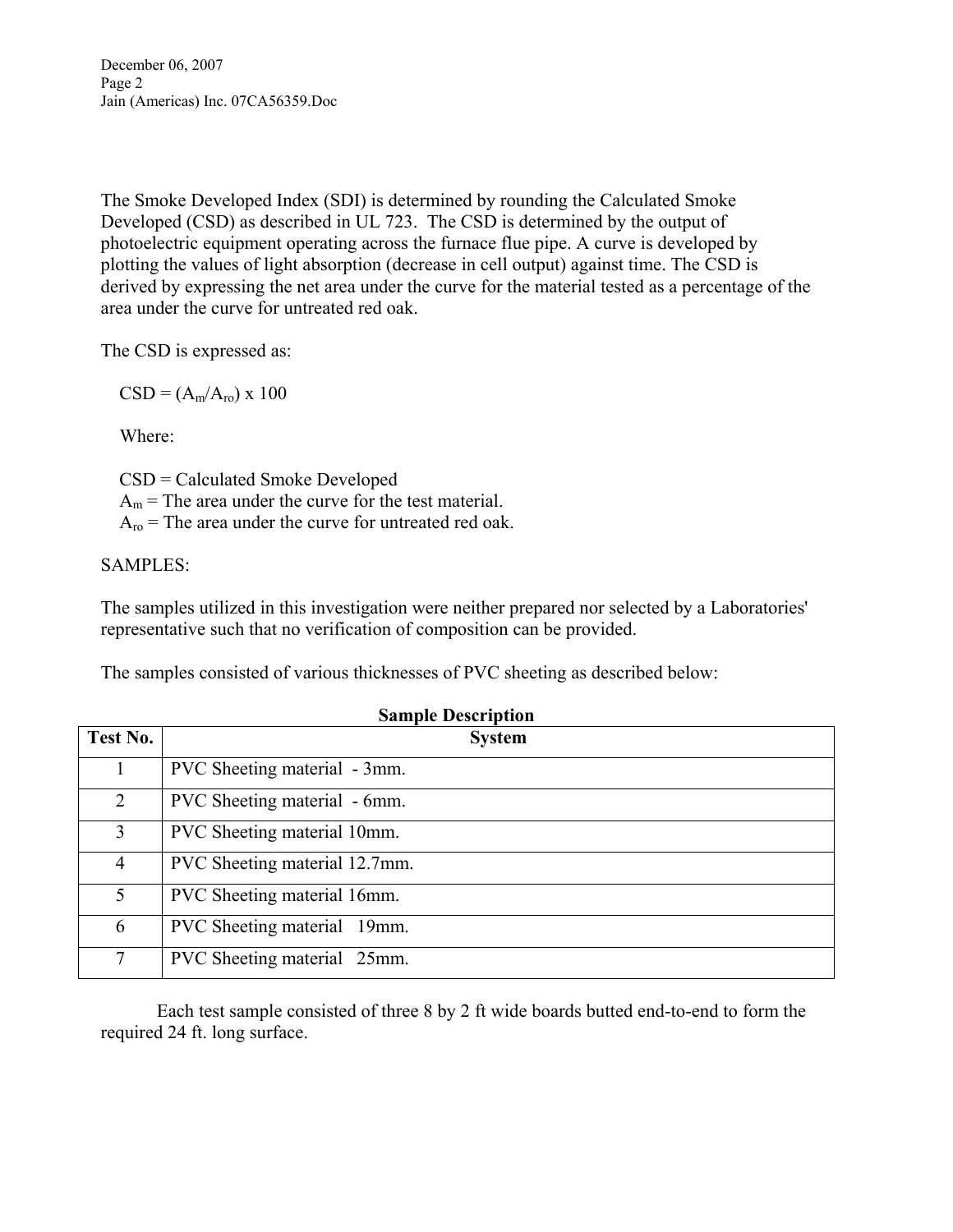The Smoke Developed Index (SDI) is determined by rounding the Calculated Smoke Developed (CSD) as described in UL 723. The CSD is determined by the output of photoelectric equipment operating across the furnace flue pipe. A curve is developed by plotting the values of light absorption (decrease in cell output) against time. The CSD is derived by expressing the net area under the curve for the material tested as a percentage of the area under the curve for untreated red oak.

The CSD is expressed as:

$$CSD = (A_m/A_{ro}) \times 100$$

Where:

CSD = Calculated Smoke Developed
$A_m$ = The area under the curve for the test material.
$A_{ro}$ = The area under the curve for untreated red oak.

SAMPLES:

The samples utilized in this investigation were neither prepared nor selected by a Laboratories' representative such that no verification of composition can be provided.

The samples consisted of various thicknesses of PVC sheeting as described below:

**Sample Description**

| Test No. | System |
|---|---|
| 1 | PVC Sheeting material - 3mm. |
| 2 | PVC Sheeting material - 6mm. |
| 3 | PVC Sheeting material 10mm. |
| 4 | PVC Sheeting material 12.7mm. |
| 5 | PVC Sheeting material 16mm. |
| 6 | PVC Sheeting material 19mm. |
| 7 | PVC Sheeting material 25mm. |

Each test sample consisted of three 8 by 2 ft wide boards butted end-to-end to form the required 24 ft. long surface.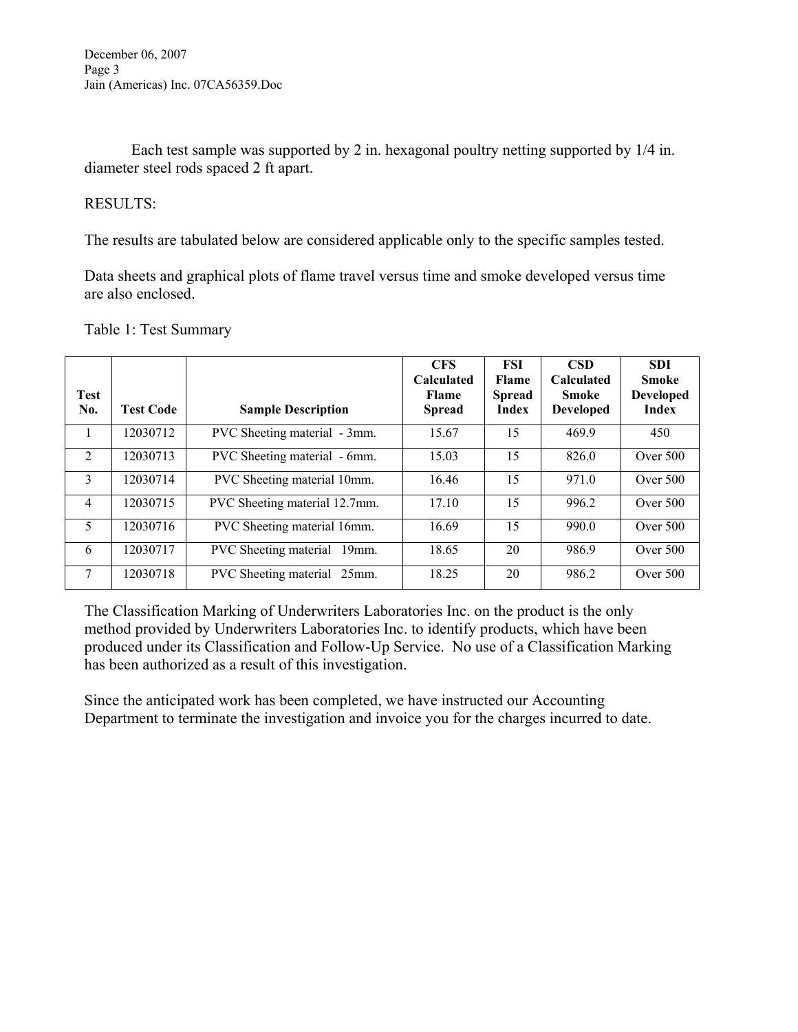Each test sample was supported by 2 in. hexagonal poultry netting supported by 1/4 in. diameter steel rods spaced 2 ft apart.

RESULTS:

The results are tabulated below are considered applicable only to the specific samples tested.

Data sheets and graphical plots of flame travel versus time and smoke developed versus time are also enclosed.

Table 1: Test Summary

| Test No. | Test Code | Sample Description | CFS Calculated Flame Spread | FSI Flame Spread Index | CSD Calculated Smoke Developed | SDI Smoke Developed Index |
|---|---|---|---|---|---|---|
| 1 | 12030712 | PVC Sheeting material - 3mm. | 15.67 | 15 | 469.9 | 450 |
| 2 | 12030713 | PVC Sheeting material - 6mm. | 15.03 | 15 | 826.0 | Over 500 |
| 3 | 12030714 | PVC Sheeting material 10mm. | 16.46 | 15 | 971.0 | Over 500 |
| 4 | 12030715 | PVC Sheeting material 12.7mm. | 17.10 | 15 | 996.2 | Over 500 |
| 5 | 12030716 | PVC Sheeting material 16mm. | 16.69 | 15 | 990.0 | Over 500 |
| 6 | 12030717 | PVC Sheeting material 19mm. | 18.65 | 20 | 986.9 | Over 500 |
| 7 | 12030718 | PVC Sheeting material 25mm. | 18.25 | 20 | 986.2 | Over 500 |

The Classification Marking of Underwriters Laboratories Inc. on the product is the only method provided by Underwriters Laboratories Inc. to identify products, which have been produced under its Classification and Follow-Up Service. No use of a Classification Marking has been authorized as a result of this investigation.

Since the anticipated work has been completed, we have instructed our Accounting Department to terminate the investigation and invoice you for the charges incurred to date.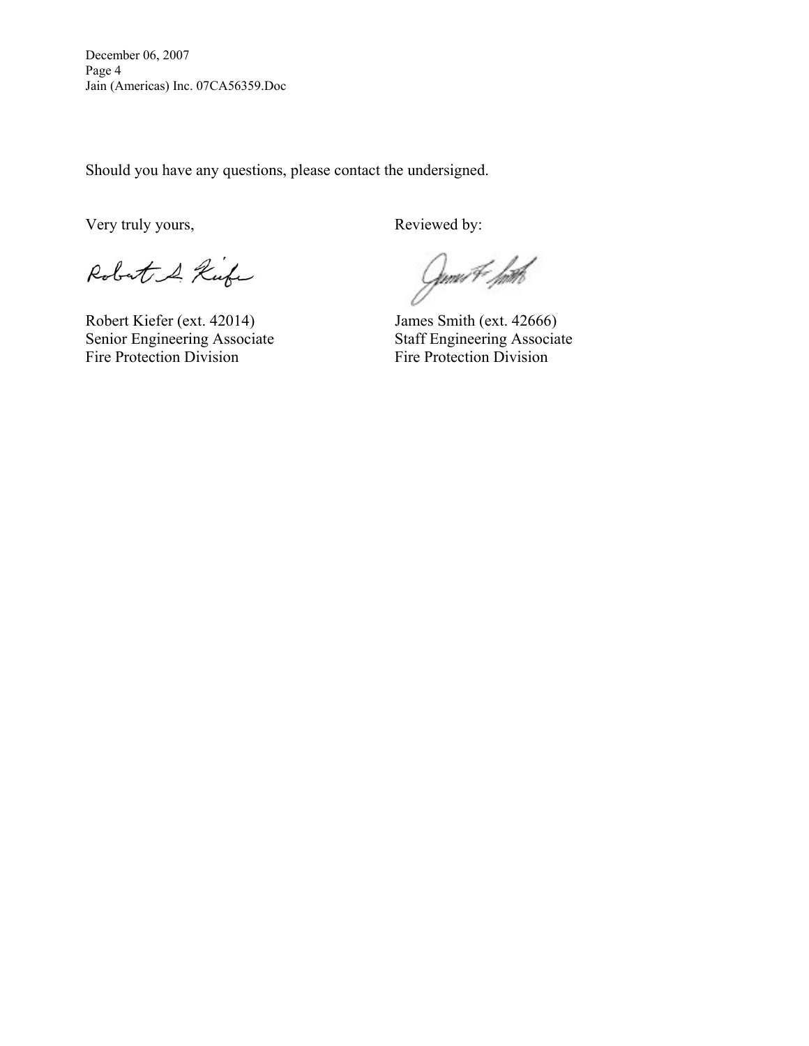Should you have any questions, please contact the undersigned.

Very truly yours,

Robert Kiefer (ext. 42014)
Senior Engineering Associate
Fire Protection Division

Reviewed by:

James Smith (ext. 42666)
Staff Engineering Associate
Fire Protection Division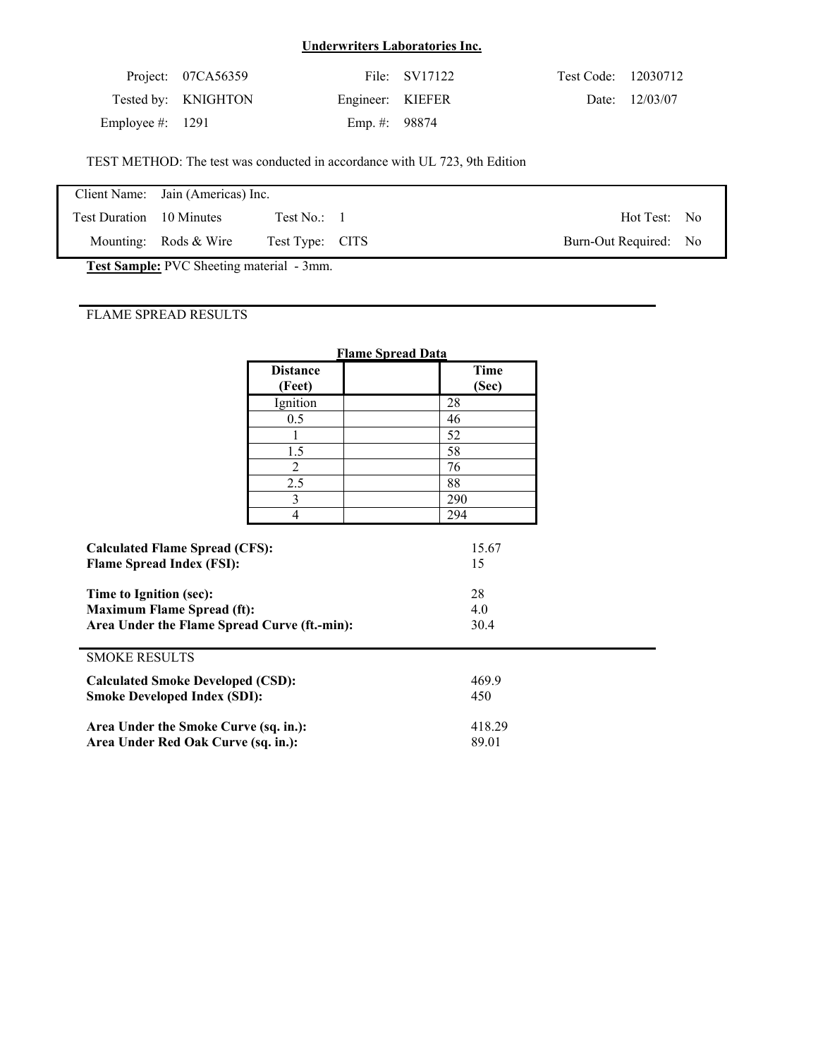**Underwriters Laboratories Inc.**

| | | | | | |
|---|---|---|---|---|---|
| Project: | 07CA56359 | File: | SV17122 | Test Code: | 12030712 |
| Tested by: | KNIGHTON | Engineer: | KIEFER | Date: | 12/03/07 |
| Employee #: | 1291 | Emp. #: | 98874 | | |

TEST METHOD: The test was conducted in accordance with UL 723, 9th Edition

| | | | | | |
|---|---|---|---|---|---|
| Client Name: | Jain (Americas) Inc. | | | | |
| Test Duration | 10 Minutes | Test No.: | 1 | Hot Test: | No |
| Mounting: | Rods & Wire | Test Type: | CITS | Burn-Out Required: | No |

**Test Sample:** PVC Sheeting material - 3mm.

## FLAME SPREAD RESULTS

**Flame Spread Data**

| Distance (Feet) | | Time (Sec) |
|---|---|---|
| Ignition | | 28 |
| 0.5 | | 46 |
| 1 | | 52 |
| 1.5 | | 58 |
| 2 | | 76 |
| 2.5 | | 88 |
| 3 | | 290 |
| 4 | | 294 |

| | |
|---|---|
| **Calculated Flame Spread (CFS):** | 15.67 |
| **Flame Spread Index (FSI):** | 15 |
| **Time to Ignition (sec):** | 28 |
| **Maximum Flame Spread (ft):** | 4.0 |
| **Area Under the Flame Spread Curve (ft.-min):** | 30.4 |

## SMOKE RESULTS

| | |
|---|---|
| **Calculated Smoke Developed (CSD):** | 469.9 |
| **Smoke Developed Index (SDI):** | 450 |
| **Area Under the Smoke Curve (sq. in.):** | 418.29 |
| **Area Under Red Oak Curve (sq. in.):** | 89.01 |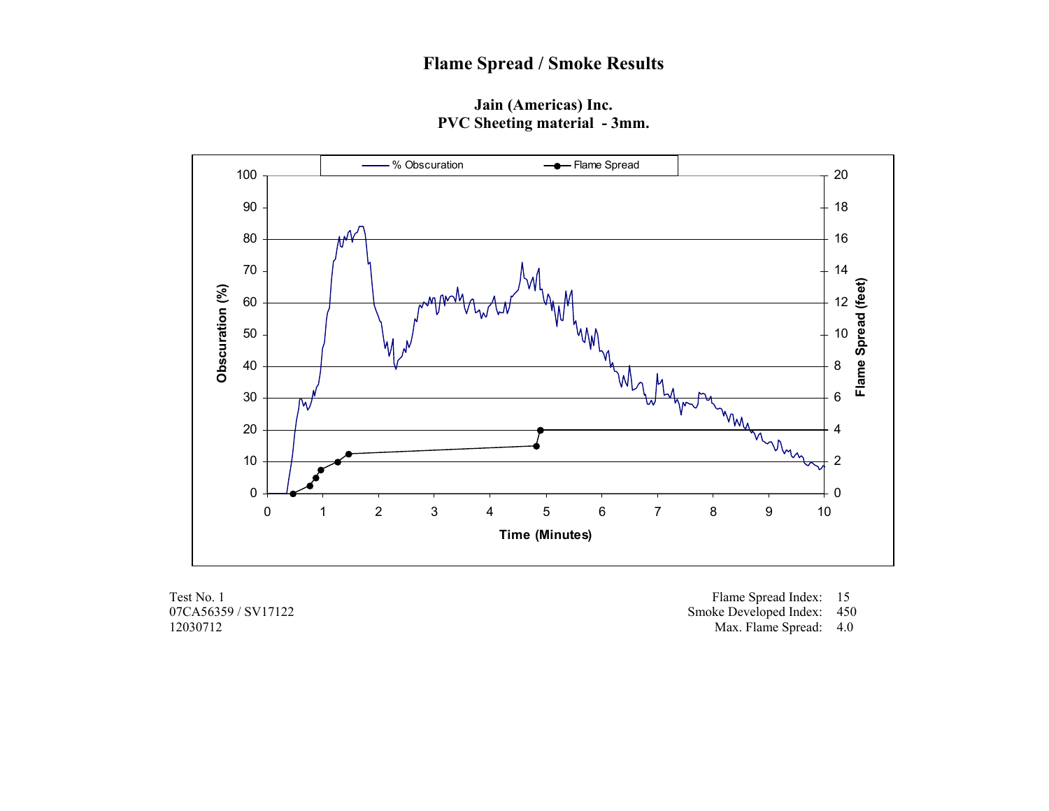# Flame Spread / Smoke Results

**Jain (Americas) Inc.**
**PVC Sheeting material - 3mm.**

Test No. 1
07CA56359 / SV17122
12030712

Flame Spread Index: 15
Smoke Developed Index: 450
Max. Flame Spread: 4.0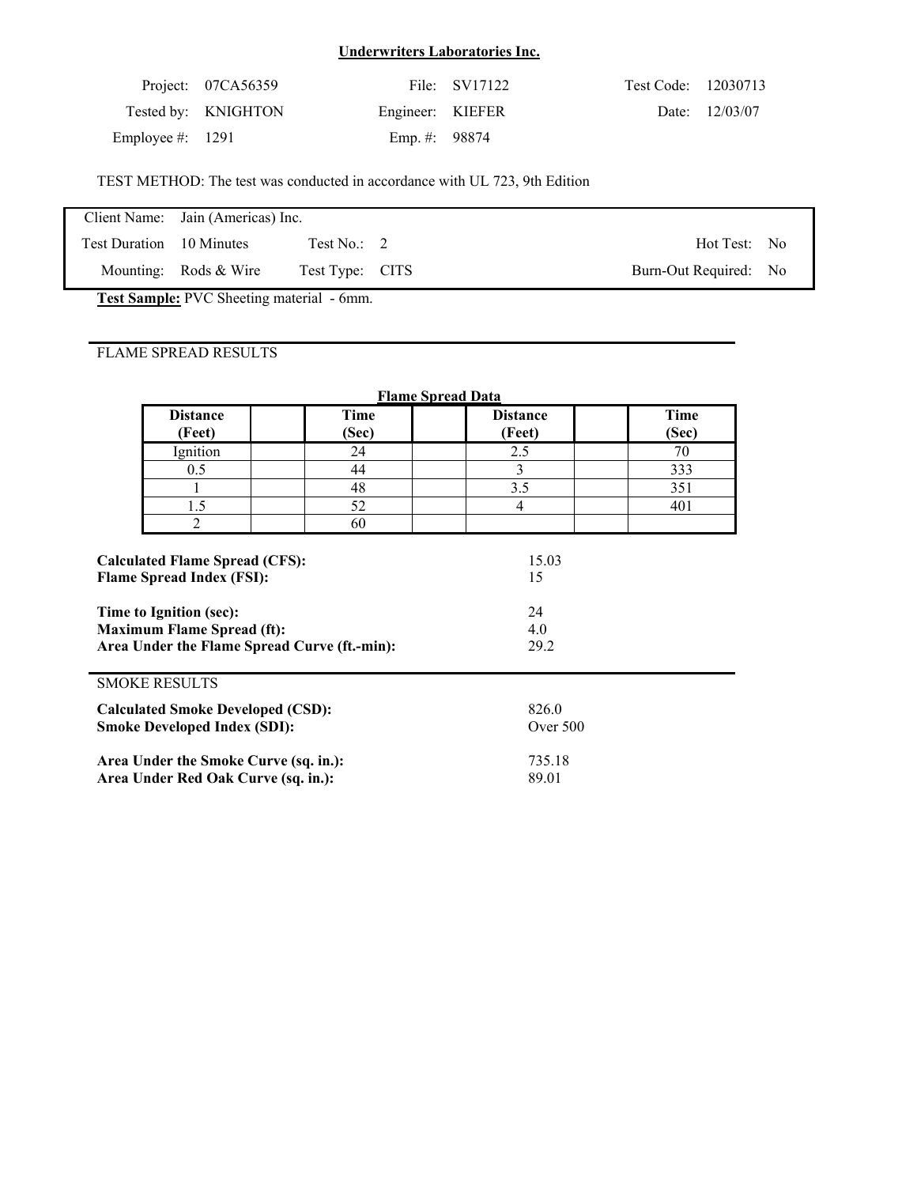**Underwriters Laboratories Inc.**

| | | | | | |
|---|---|---|---|---|---|
| Project: | 07CA56359 | File: | SV17122 | Test Code: | 12030713 |
| Tested by: | KNIGHTON | Engineer: | KIEFER | Date: | 12/03/07 |
| Employee #: | 1291 | Emp. #: | 98874 | | |

TEST METHOD: The test was conducted in accordance with UL 723, 9th Edition

| | | | | | |
|---|---|---|---|---|---|
| Client Name: | Jain (Americas) Inc. | | | | |
| Test Duration | 10 Minutes | Test No.: | 2 | Hot Test: | No |
| Mounting: | Rods & Wire | Test Type: | CITS | Burn-Out Required: | No |

**Test Sample:** PVC Sheeting material - 6mm.

FLAME SPREAD RESULTS

**Flame Spread Data**

| Distance (Feet) | | Time (Sec) | | Distance (Feet) | | Time (Sec) |
|---|---|---|---|---|---|---|
| Ignition | | 24 | | 2.5 | | 70 |
| 0.5 | | 44 | | 3 | | 333 |
| 1 | | 48 | | 3.5 | | 351 |
| 1.5 | | 52 | | 4 | | 401 |
| 2 | | 60 | | | | |

| | |
|---|---|
| **Calculated Flame Spread (CFS):** | 15.03 |
| **Flame Spread Index (FSI):** | 15 |
| **Time to Ignition (sec):** | 24 |
| **Maximum Flame Spread (ft):** | 4.0 |
| **Area Under the Flame Spread Curve (ft.-min):** | 29.2 |

SMOKE RESULTS

| | |
|---|---|
| **Calculated Smoke Developed (CSD):** | 826.0 |
| **Smoke Developed Index (SDI):** | Over 500 |
| **Area Under the Smoke Curve (sq. in.):** | 735.18 |
| **Area Under Red Oak Curve (sq. in.):** | 89.01 |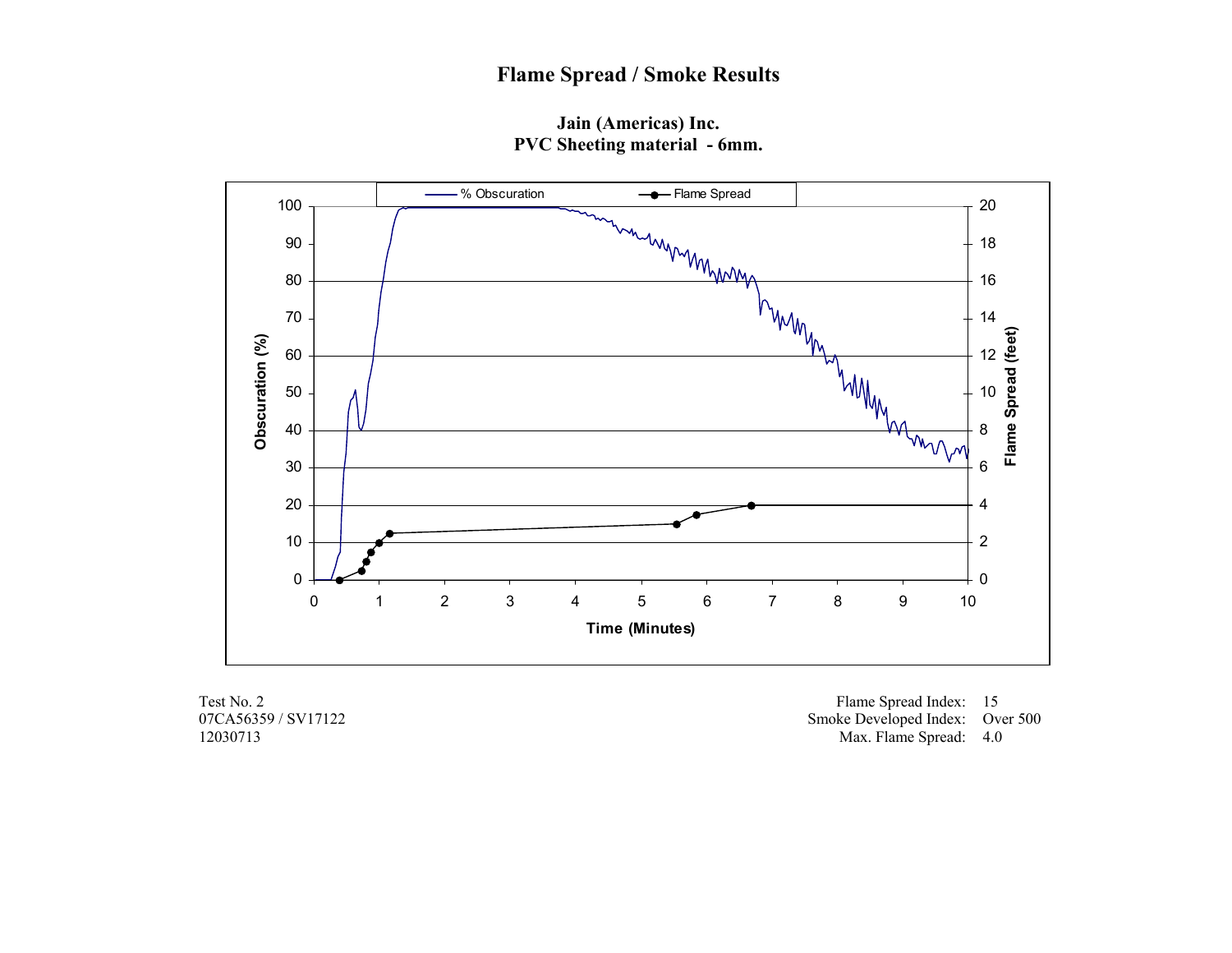# Flame Spread / Smoke Results

**Jain (Americas) Inc.**
**PVC Sheeting material - 6mm.**

Test No. 2
07CA56359 / SV17122
12030713

Flame Spread Index: 15
Smoke Developed Index: Over 500
Max. Flame Spread: 4.0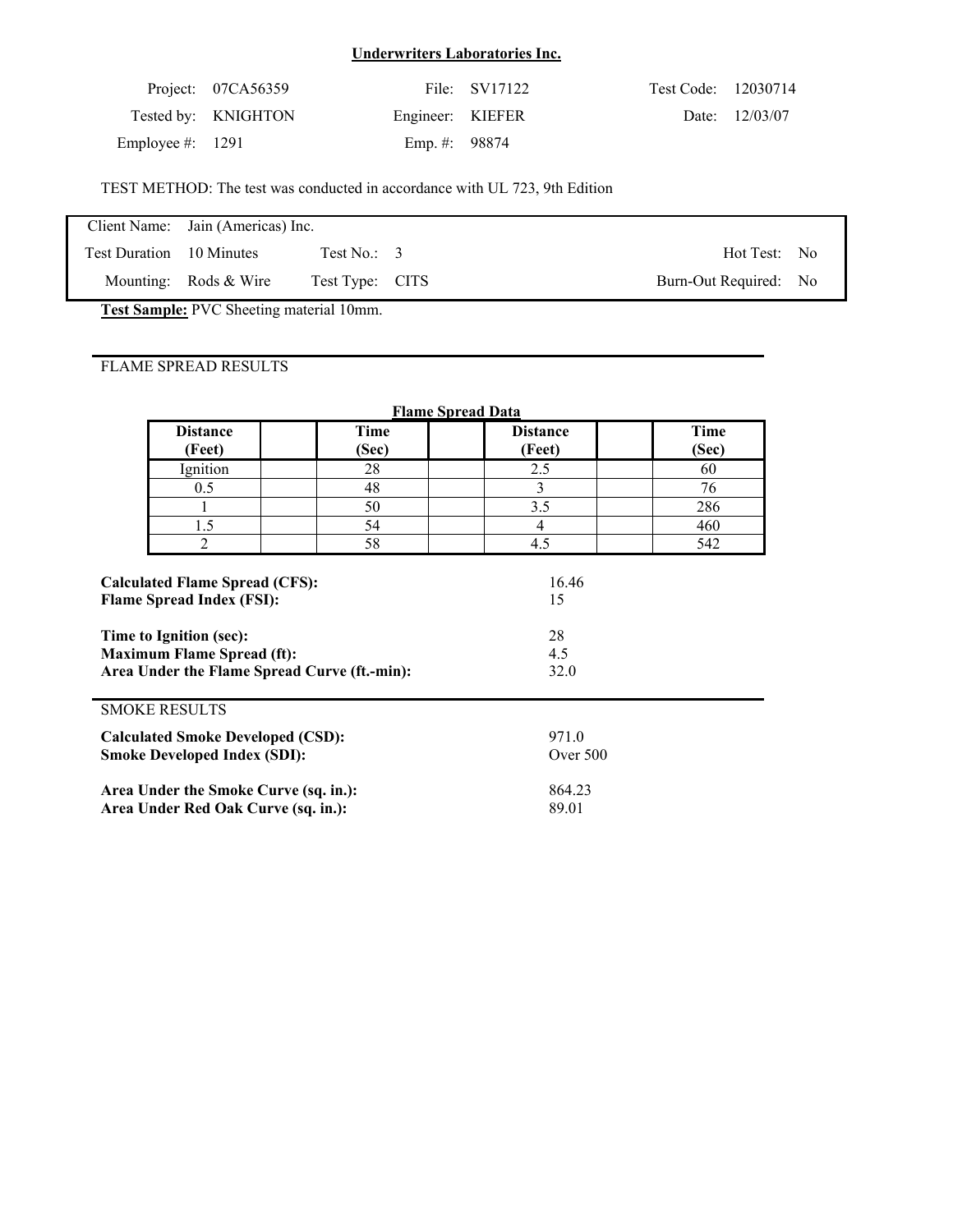**Underwriters Laboratories Inc.**

| | | | | | |
|---|---|---|---|---|---|
| Project: | 07CA56359 | File: | SV17122 | Test Code: | 12030714 |
| Tested by: | KNIGHTON | Engineer: | KIEFER | Date: | 12/03/07 |
| Employee #: | 1291 | Emp. #: | 98874 | | |

TEST METHOD: The test was conducted in accordance with UL 723, 9th Edition

| | | | | | |
|---|---|---|---|---|---|
| Client Name: | Jain (Americas) Inc. | | | | |
| Test Duration | 10 Minutes | Test No.: | 3 | Hot Test: | No |
| Mounting: | Rods & Wire | Test Type: | CITS | Burn-Out Required: | No |

**Test Sample:** PVC Sheeting material 10mm.

## FLAME SPREAD RESULTS

**Flame Spread Data**

| Distance (Feet) | Time (Sec) | Distance (Feet) | Time (Sec) |
|---|---|---|---|
| Ignition | 28 | 2.5 | 60 |
| 0.5 | 48 | 3 | 76 |
| 1 | 50 | 3.5 | 286 |
| 1.5 | 54 | 4 | 460 |
| 2 | 58 | 4.5 | 542 |

| | |
|---|---|
| **Calculated Flame Spread (CFS):** | 16.46 |
| **Flame Spread Index (FSI):** | 15 |
| **Time to Ignition (sec):** | 28 |
| **Maximum Flame Spread (ft):** | 4.5 |
| **Area Under the Flame Spread Curve (ft.-min):** | 32.0 |

## SMOKE RESULTS

| | |
|---|---|
| **Calculated Smoke Developed (CSD):** | 971.0 |
| **Smoke Developed Index (SDI):** | Over 500 |
| **Area Under the Smoke Curve (sq. in.):** | 864.23 |
| **Area Under Red Oak Curve (sq. in.):** | 89.01 |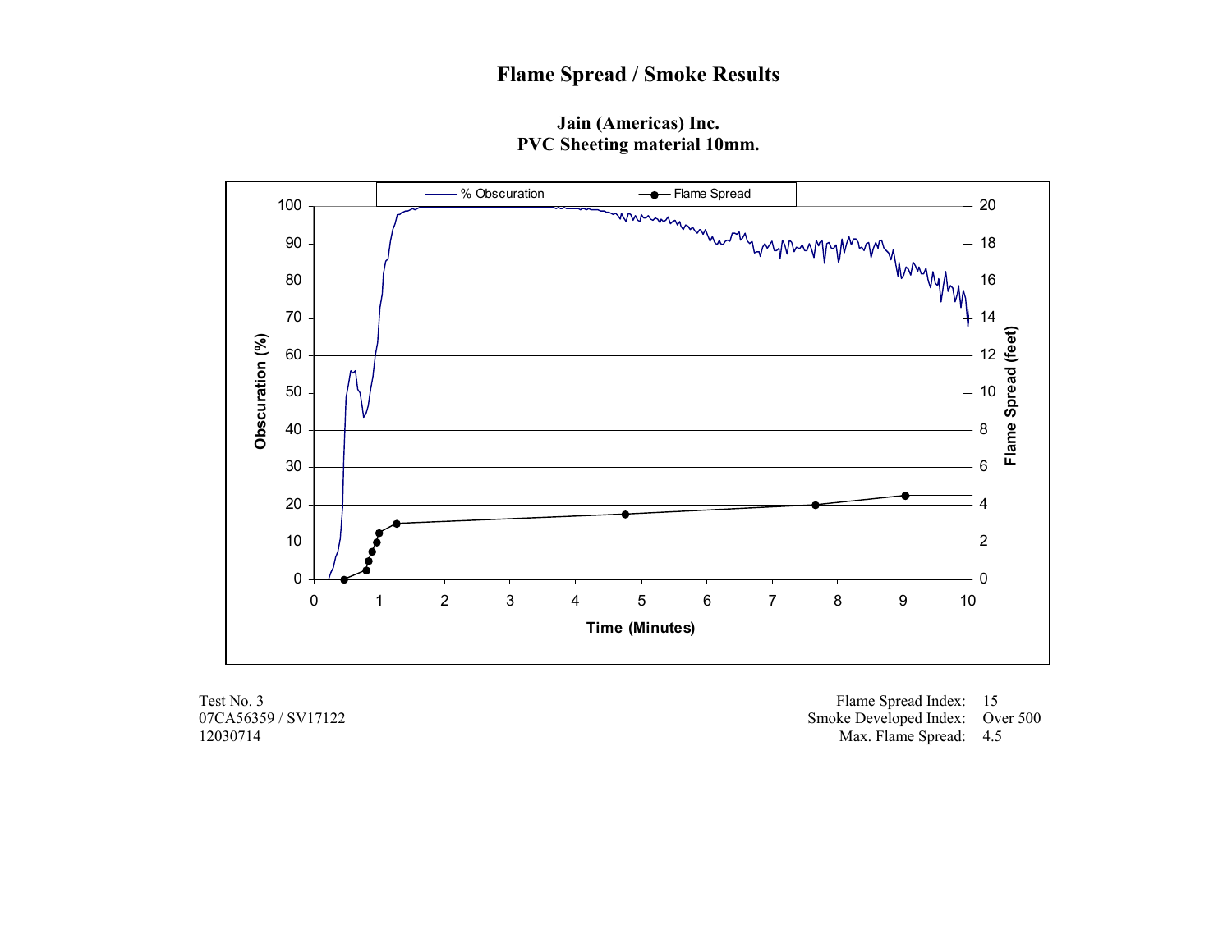# Flame Spread / Smoke Results

**Jain (Americas) Inc.**
**PVC Sheeting material 10mm.**

Test No. 3
07CA56359 / SV17122
12030714

Flame Spread Index: 15
Smoke Developed Index: Over 500
Max. Flame Spread: 4.5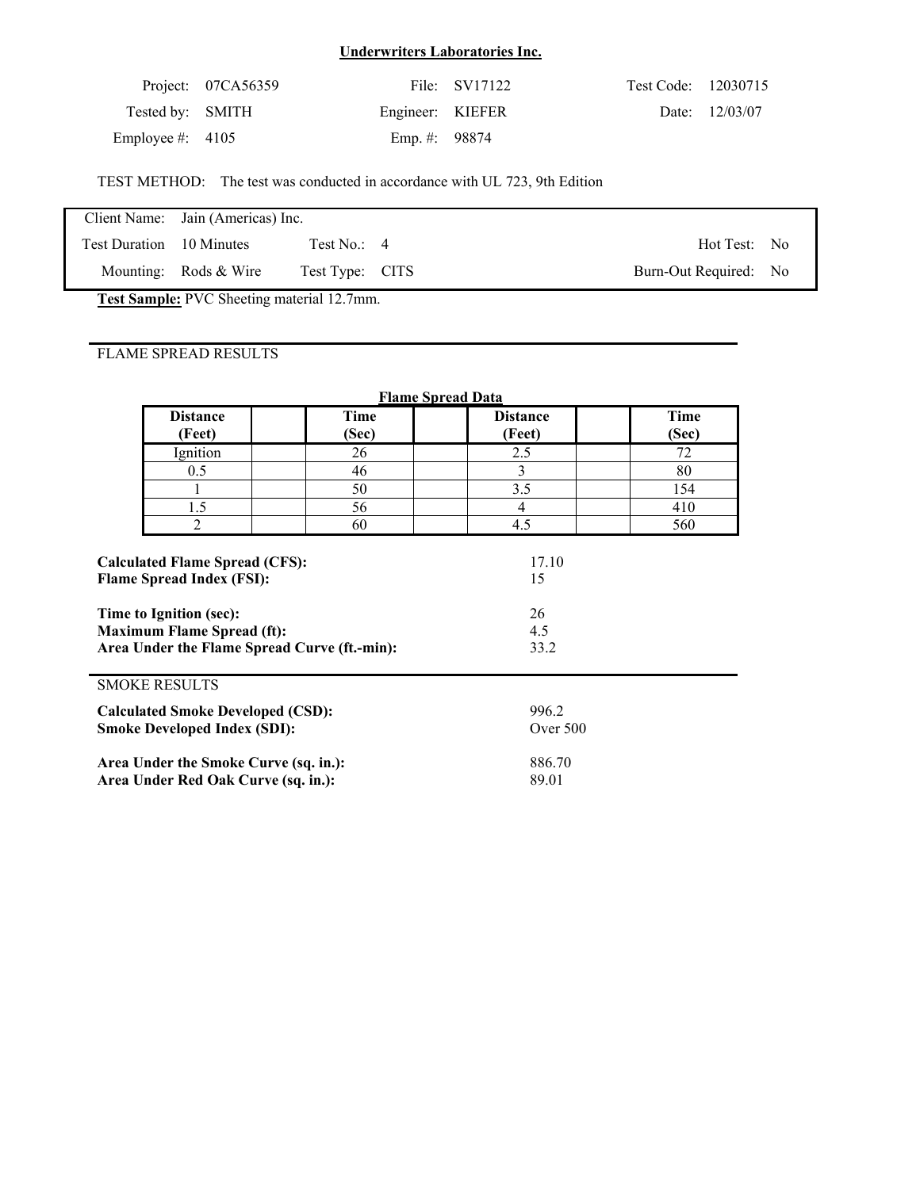## Underwriters Laboratories Inc.

| | | | | | |
|---|---|---|---|---|---|
| Project: | 07CA56359 | File: | SV17122 | Test Code: | 12030715 |
| Tested by: | SMITH | Engineer: | KIEFER | Date: | 12/03/07 |
| Employee #: | 4105 | Emp. #: | 98874 | | |

TEST METHOD: The test was conducted in accordance with UL 723, 9th Edition

| | | | | | |
|---|---|---|---|---|---|
| Client Name: | Jain (Americas) Inc. | | | | |
| Test Duration | 10 Minutes | Test No.: | 4 | Hot Test: | No |
| Mounting: | Rods & Wire | Test Type: | CITS | Burn-Out Required: | No |

**Test Sample:** PVC Sheeting material 12.7mm.

FLAME SPREAD RESULTS

**Flame Spread Data**

| Distance (Feet) | Time (Sec) | Distance (Feet) | Time (Sec) |
|---|---|---|---|
| Ignition | 26 | 2.5 | 72 |
| 0.5 | 46 | 3 | 80 |
| 1 | 50 | 3.5 | 154 |
| 1.5 | 56 | 4 | 410 |
| 2 | 60 | 4.5 | 560 |

| | |
|---|---|
| **Calculated Flame Spread (CFS):** | 17.10 |
| **Flame Spread Index (FSI):** | 15 |
| **Time to Ignition (sec):** | 26 |
| **Maximum Flame Spread (ft):** | 4.5 |
| **Area Under the Flame Spread Curve (ft.-min):** | 33.2 |

SMOKE RESULTS

| | |
|---|---|
| **Calculated Smoke Developed (CSD):** | 996.2 |
| **Smoke Developed Index (SDI):** | Over 500 |
| **Area Under the Smoke Curve (sq. in.):** | 886.70 |
| **Area Under Red Oak Curve (sq. in.):** | 89.01 |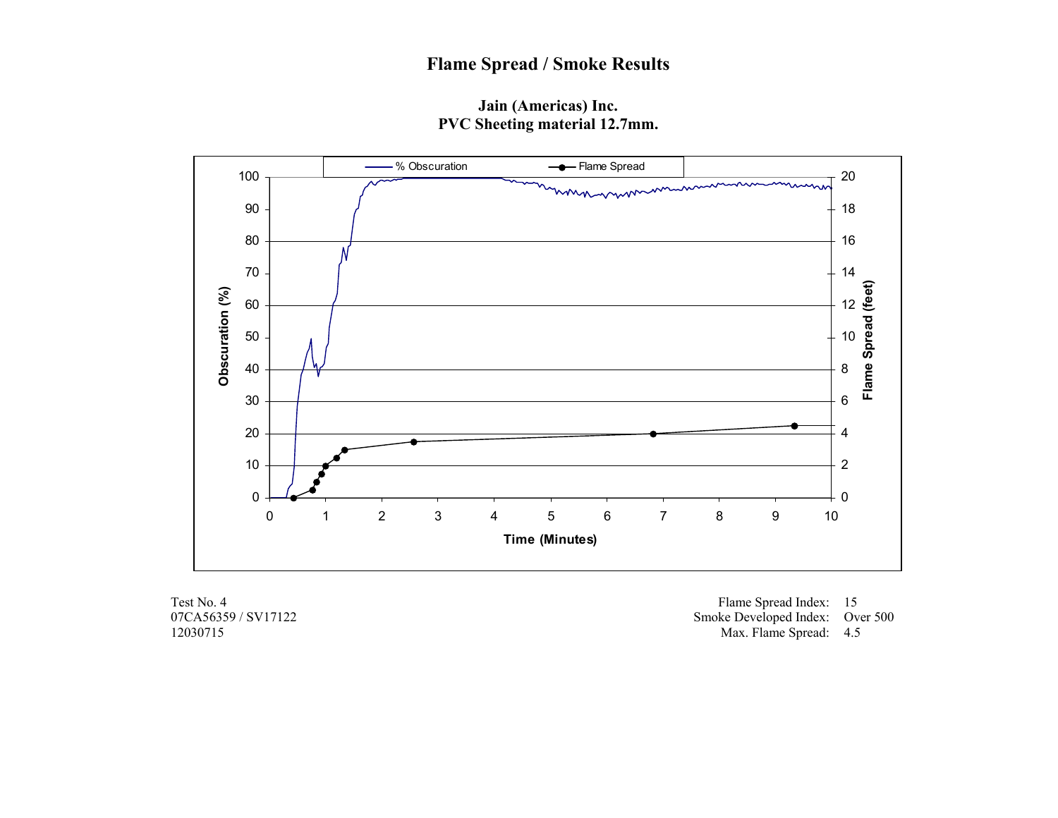# Flame Spread / Smoke Results

**Jain (Americas) Inc.**
**PVC Sheeting material 12.7mm.**

Test No. 4
07CA56359 / SV17122
12030715

| | |
|---|---|
| Flame Spread Index: | 15 |
| Smoke Developed Index: | Over 500 |
| Max. Flame Spread: | 4.5 |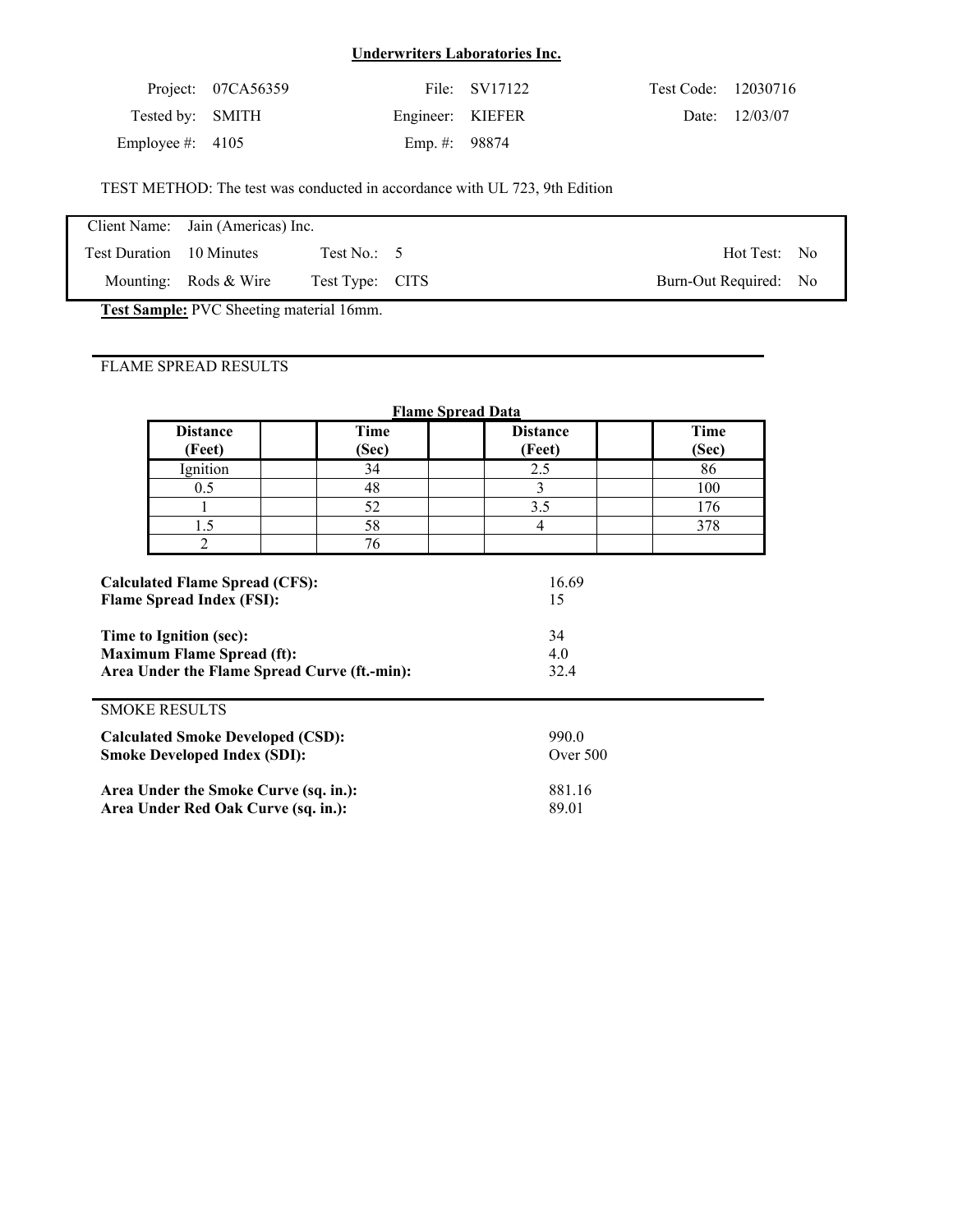**Underwriters Laboratories Inc.**

| | | | | | |
|---|---|---|---|---|---|
| Project: | 07CA56359 | File: | SV17122 | Test Code: | 12030716 |
| Tested by: | SMITH | Engineer: | KIEFER | Date: | 12/03/07 |
| Employee #: | 4105 | Emp. #: | 98874 | | |

TEST METHOD: The test was conducted in accordance with UL 723, 9th Edition

| | | | | | |
|---|---|---|---|---|---|
| Client Name: | Jain (Americas) Inc. | | | | |
| Test Duration | 10 Minutes | Test No.: | 5 | Hot Test: | No |
| Mounting: | Rods & Wire | Test Type: | CITS | Burn-Out Required: | No |

**Test Sample:** PVC Sheeting material 16mm.

FLAME SPREAD RESULTS

**Flame Spread Data**

| Distance (Feet) | | Time (Sec) | | Distance (Feet) | | Time (Sec) |
|---|---|---|---|---|---|---|
| Ignition | | 34 | | 2.5 | | 86 |
| 0.5 | | 48 | | 3 | | 100 |
| 1 | | 52 | | 3.5 | | 176 |
| 1.5 | | 58 | | 4 | | 378 |
| 2 | | 76 | | | | |

| | |
|---|---|
| **Calculated Flame Spread (CFS):** | 16.69 |
| **Flame Spread Index (FSI):** | 15 |
| **Time to Ignition (sec):** | 34 |
| **Maximum Flame Spread (ft):** | 4.0 |
| **Area Under the Flame Spread Curve (ft.-min):** | 32.4 |

SMOKE RESULTS

| | |
|---|---|
| **Calculated Smoke Developed (CSD):** | 990.0 |
| **Smoke Developed Index (SDI):** | Over 500 |
| **Area Under the Smoke Curve (sq. in.):** | 881.16 |
| **Area Under Red Oak Curve (sq. in.):** | 89.01 |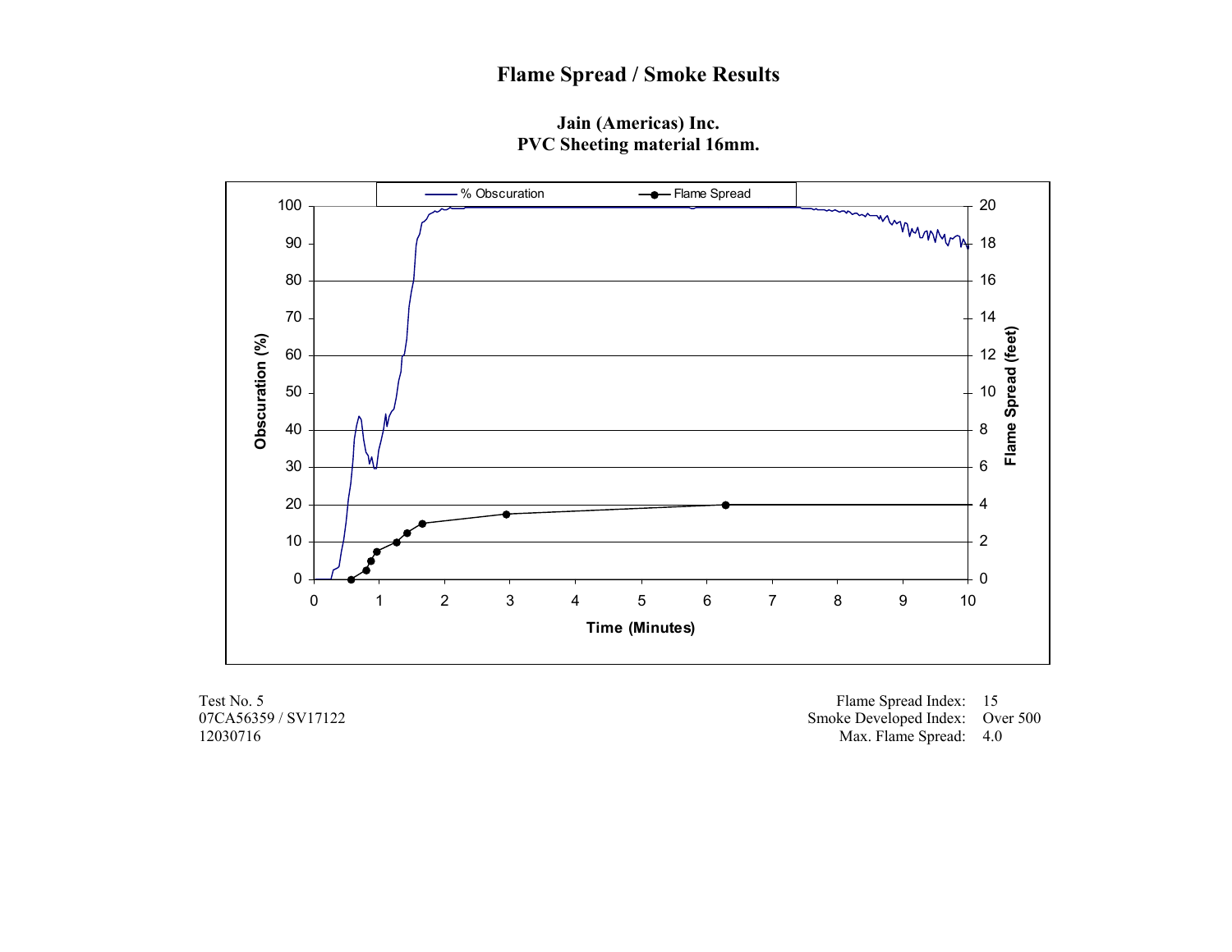# Flame Spread / Smoke Results

**Jain (Americas) Inc.**
**PVC Sheeting material 16mm.**

Test No. 5
07CA56359 / SV17122
12030716

| | |
|---|---|
| Flame Spread Index: | 15 |
| Smoke Developed Index: | Over 500 |
| Max. Flame Spread: | 4.0 |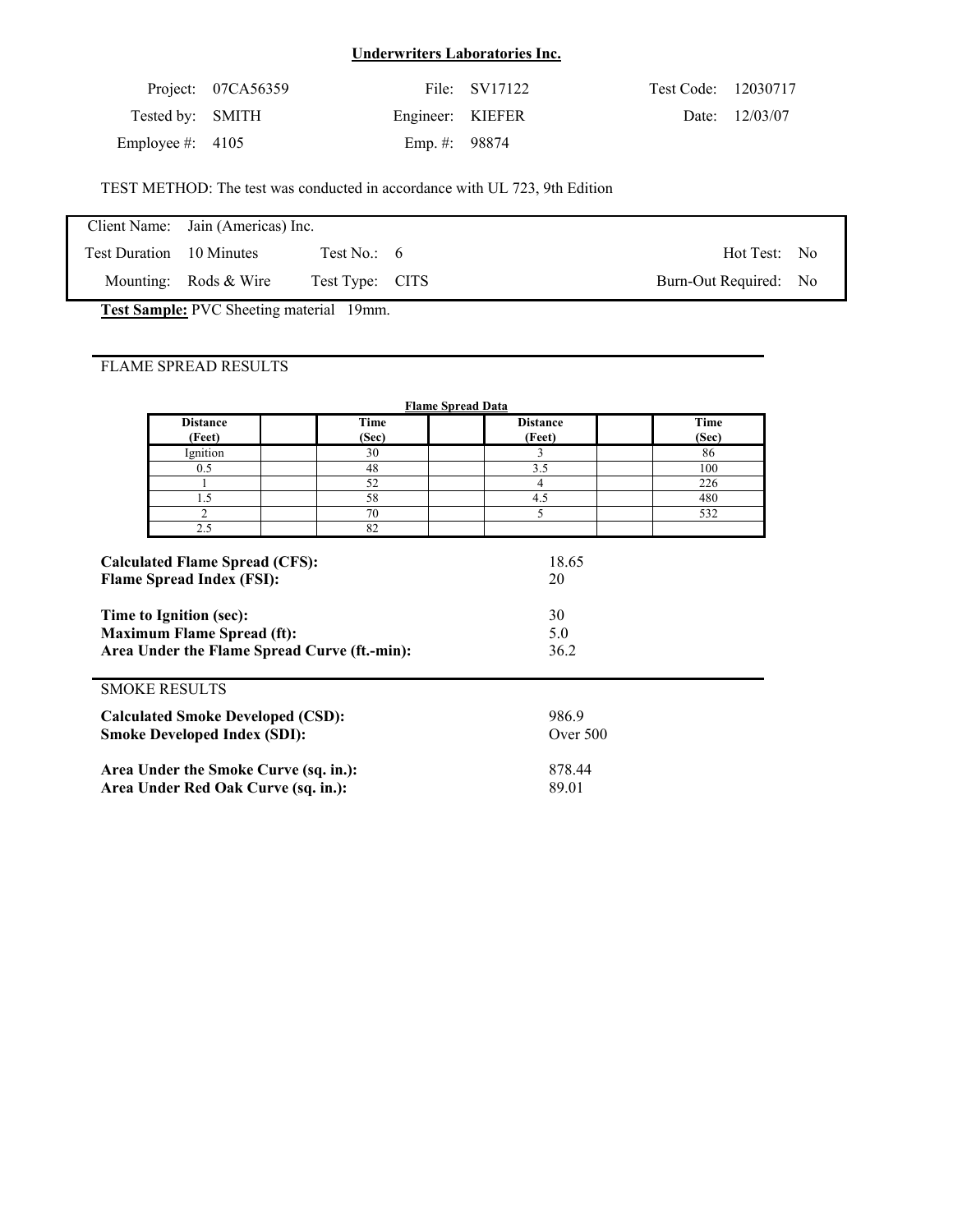## Underwriters Laboratories Inc.

| | | | | | |
|---|---|---|---|---|---|
| Project: | 07CA56359 | File: | SV17122 | Test Code: | 12030717 |
| Tested by: | SMITH | Engineer: | KIEFER | Date: | 12/03/07 |
| Employee #: | 4105 | Emp. #: | 98874 | | |

TEST METHOD: The test was conducted in accordance with UL 723, 9th Edition

| | | | | | |
|---|---|---|---|---|---|
| Client Name: | Jain (Americas) Inc. | | | | |
| Test Duration | 10 Minutes | Test No.: | 6 | Hot Test: | No |
| Mounting: | Rods & Wire | Test Type: | CITS | Burn-Out Required: | No |

**Test Sample:** PVC Sheeting material 19mm.

### FLAME SPREAD RESULTS

**Flame Spread Data**

| Distance (Feet) | | Time (Sec) | | Distance (Feet) | | Time (Sec) |
|---|---|---|---|---|---|---|
| Ignition | | 30 | | 3 | | 86 |
| 0.5 | | 48 | | 3.5 | | 100 |
| 1 | | 52 | | 4 | | 226 |
| 1.5 | | 58 | | 4.5 | | 480 |
| 2 | | 70 | | 5 | | 532 |
| 2.5 | | 82 | | | | |

| | |
|---|---|
| **Calculated Flame Spread (CFS):** | 18.65 |
| **Flame Spread Index (FSI):** | 20 |
| **Time to Ignition (sec):** | 30 |
| **Maximum Flame Spread (ft):** | 5.0 |
| **Area Under the Flame Spread Curve (ft.-min):** | 36.2 |

### SMOKE RESULTS

| | |
|---|---|
| **Calculated Smoke Developed (CSD):** | 986.9 |
| **Smoke Developed Index (SDI):** | Over 500 |
| **Area Under the Smoke Curve (sq. in.):** | 878.44 |
| **Area Under Red Oak Curve (sq. in.):** | 89.01 |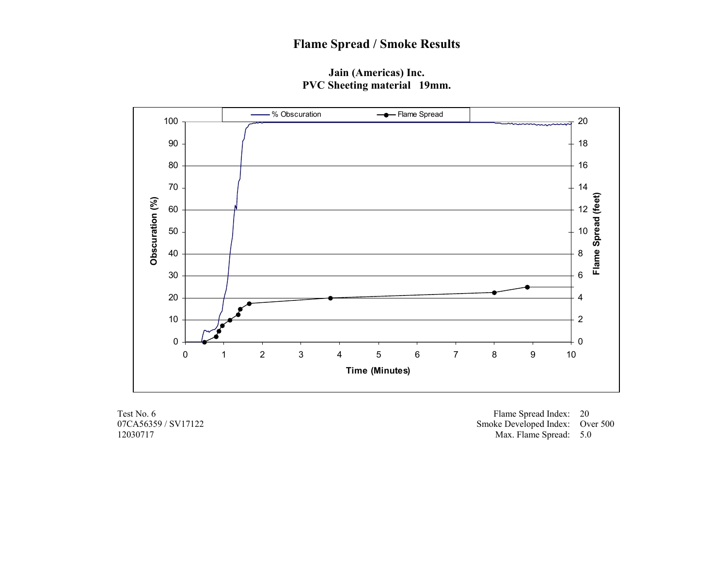# Flame Spread / Smoke Results

**Jain (Americas) Inc.**
**PVC Sheeting material 19mm.**

Test No. 6
07CA56359 / SV17122
12030717

Flame Spread Index: 20
Smoke Developed Index: Over 500
Max. Flame Spread: 5.0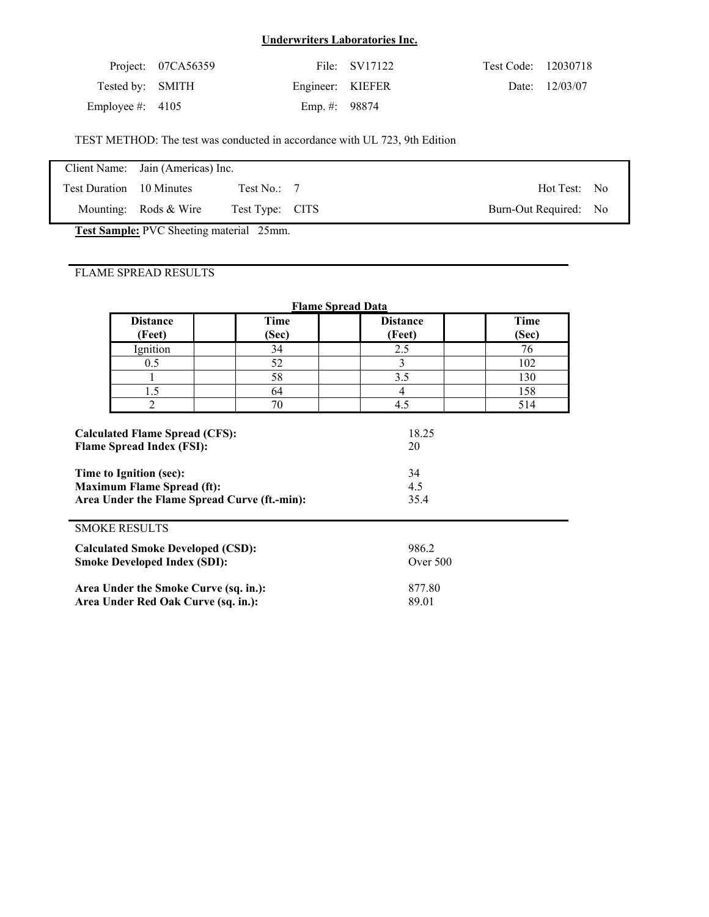**Underwriters Laboratories Inc.**

| | | | | | |
|---|---|---|---|---|---|
| Project: | 07CA56359 | File: | SV17122 | Test Code: | 12030718 |
| Tested by: | SMITH | Engineer: | KIEFER | Date: | 12/03/07 |
| Employee #: | 4105 | Emp. #: | 98874 | | |

TEST METHOD: The test was conducted in accordance with UL 723, 9th Edition

| | | | | | |
|---|---|---|---|---|---|
| Client Name: | Jain (Americas) Inc. | | | | |
| Test Duration | 10 Minutes | Test No.: | 7 | Hot Test: | No |
| Mounting: | Rods & Wire | Test Type: | CITS | Burn-Out Required: | No |

**Test Sample:** PVC Sheeting material 25mm.

## FLAME SPREAD RESULTS

**Flame Spread Data**

| Distance (Feet) | | Time (Sec) | | Distance (Feet) | | Time (Sec) |
|---|---|---|---|---|---|---|
| Ignition | | 34 | | 2.5 | | 76 |
| 0.5 | | 52 | | 3 | | 102 |
| 1 | | 58 | | 3.5 | | 130 |
| 1.5 | | 64 | | 4 | | 158 |
| 2 | | 70 | | 4.5 | | 514 |

| | |
|---|---|
| **Calculated Flame Spread (CFS):** | 18.25 |
| **Flame Spread Index (FSI):** | 20 |
| **Time to Ignition (sec):** | 34 |
| **Maximum Flame Spread (ft):** | 4.5 |
| **Area Under the Flame Spread Curve (ft.-min):** | 35.4 |

## SMOKE RESULTS

| | |
|---|---|
| **Calculated Smoke Developed (CSD):** | 986.2 |
| **Smoke Developed Index (SDI):** | Over 500 |
| **Area Under the Smoke Curve (sq. in.):** | 877.80 |
| **Area Under Red Oak Curve (sq. in.):** | 89.01 |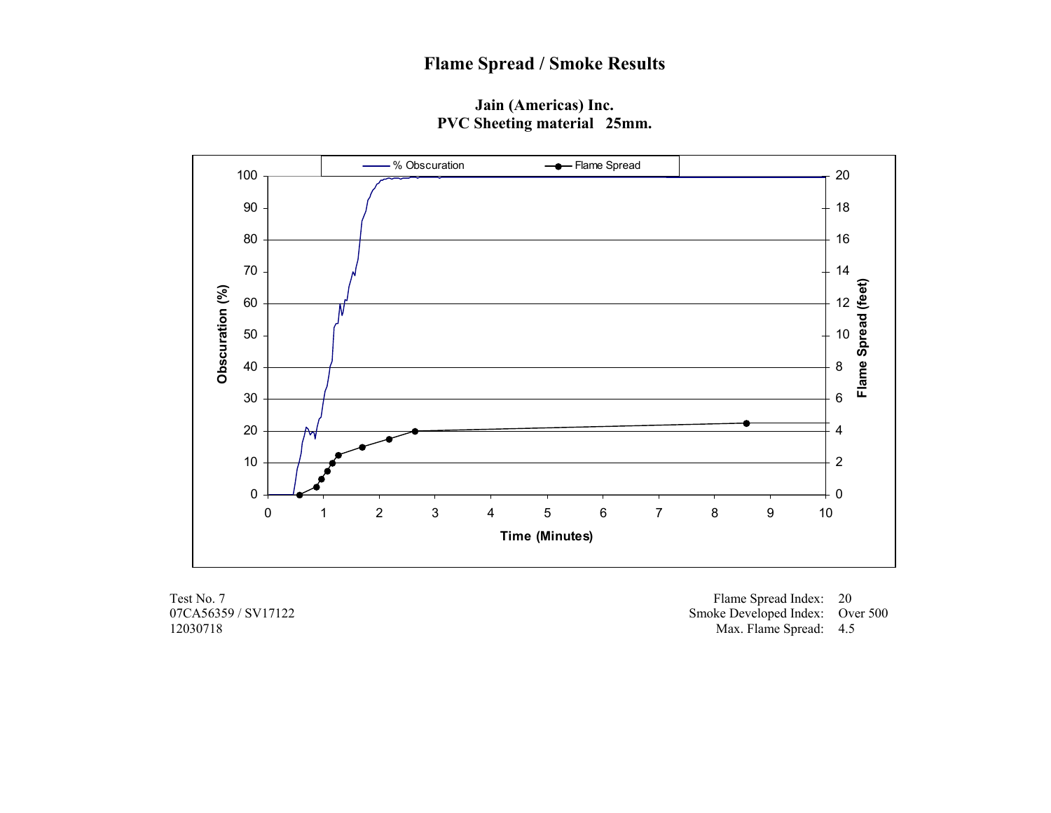# Flame Spread / Smoke Results

**Jain (Americas) Inc.**
**PVC Sheeting material 25mm.**

% Obscuration
Flame Spread

Obscuration (%)
100
90
80
70
60
50
40
30
20
10
0

Flame Spread (feet)
20
18
16
14
12
10
8
6
4
2
0

0 1 2 3 4 5 6 7 8 9 10

Time (Minutes)

Test No. 7
07CA56359 / SV17122
12030718

Flame Spread Index: 20
Smoke Developed Index: Over 500
Max. Flame Spread: 4.5